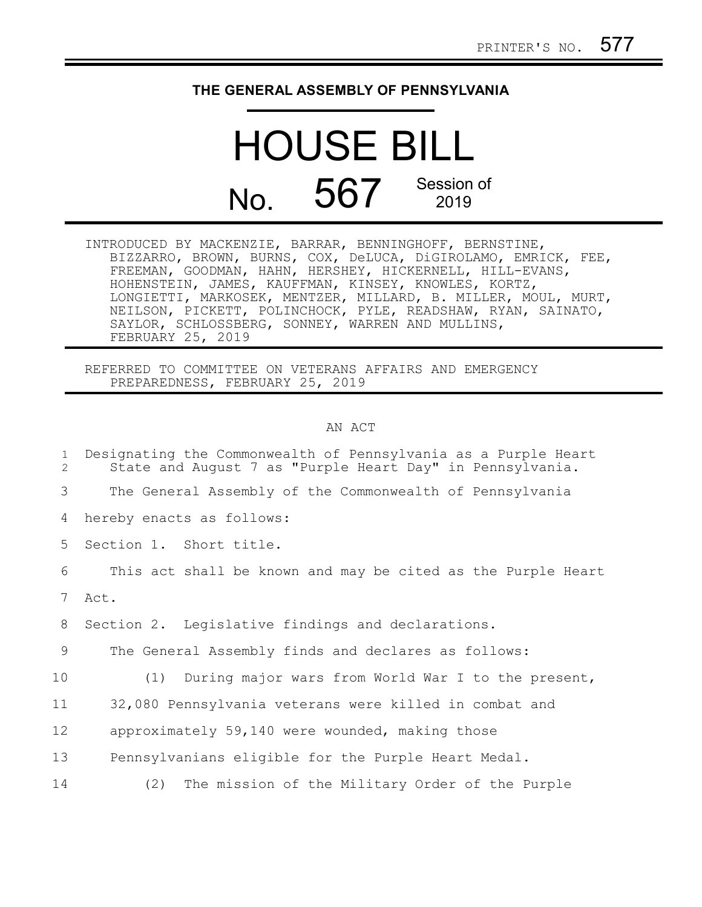PRINTER'S NO. 577

**THE GENERAL ASSEMBLY OF PENNSYLVANIA**

# HOUSE BILL

## No. 567 Session of 2019

INTRODUCED BY MACKENZIE, BARRAR, BENNINGHOFF, BERNSTINE, BIZZARRO, BROWN, BURNS, COX, DeLUCA, DiGIROLAMO, EMRICK, FEE, FREEMAN, GOODMAN, HAHN, HERSHEY, HICKERNELL, HILL-EVANS, HOHENSTEIN, JAMES, KAUFFMAN, KINSEY, KNOWLES, KORTZ, LONGIETTI, MARKOSEK, MENTZER, MILLARD, B. MILLER, MOUL, MURT, NEILSON, PICKETT, POLINCHOCK, PYLE, READSHAW, RYAN, SAINATO, SAYLOR, SCHLOSSBERG, SONNEY, WARREN AND MULLINS, FEBRUARY 25, 2019

REFERRED TO COMMITTEE ON VETERANS AFFAIRS AND EMERGENCY PREPAREDNESS, FEBRUARY 25, 2019

AN ACT

1 Designating the Commonwealth of Pennsylvania as a Purple Heart
2 State and August 7 as "Purple Heart Day" in Pennsylvania.

3 The General Assembly of the Commonwealth of Pennsylvania
4 hereby enacts as follows:

5 Section 1. Short title.

6 This act shall be known and may be cited as the Purple Heart
7 Act.

8 Section 2. Legislative findings and declarations.

9 The General Assembly finds and declares as follows:

10 (1) During major wars from World War I to the present,
11 32,080 Pennsylvania veterans were killed in combat and
12 approximately 59,140 were wounded, making those
13 Pennsylvanians eligible for the Purple Heart Medal.

14 (2) The mission of the Military Order of the Purple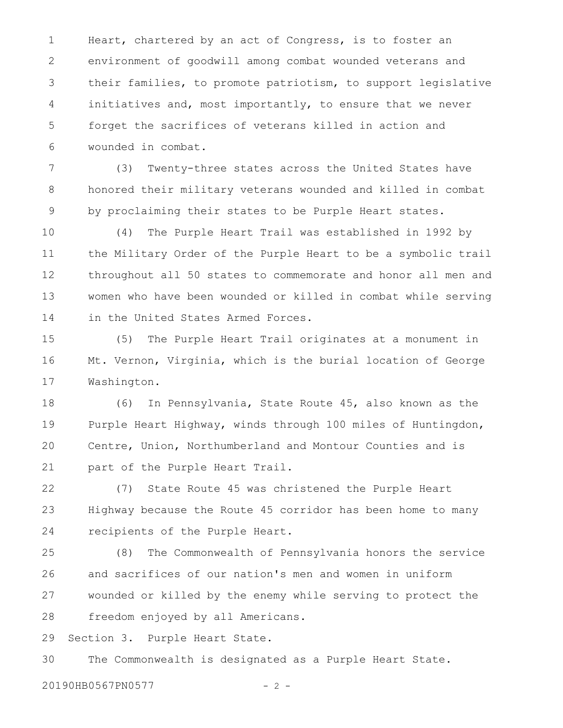Heart, chartered by an act of Congress, is to foster an environment of goodwill among combat wounded veterans and their families, to promote patriotism, to support legislative initiatives and, most importantly, to ensure that we never forget the sacrifices of veterans killed in action and wounded in combat.

(3) Twenty-three states across the United States have honored their military veterans wounded and killed in combat by proclaiming their states to be Purple Heart states.

(4) The Purple Heart Trail was established in 1992 by the Military Order of the Purple Heart to be a symbolic trail throughout all 50 states to commemorate and honor all men and women who have been wounded or killed in combat while serving in the United States Armed Forces.

(5) The Purple Heart Trail originates at a monument in Mt. Vernon, Virginia, which is the burial location of George Washington.

(6) In Pennsylvania, State Route 45, also known as the Purple Heart Highway, winds through 100 miles of Huntingdon, Centre, Union, Northumberland and Montour Counties and is part of the Purple Heart Trail.

(7) State Route 45 was christened the Purple Heart Highway because the Route 45 corridor has been home to many recipients of the Purple Heart.

(8) The Commonwealth of Pennsylvania honors the service and sacrifices of our nation's men and women in uniform wounded or killed by the enemy while serving to protect the freedom enjoyed by all Americans.

Section 3. Purple Heart State.

The Commonwealth is designated as a Purple Heart State.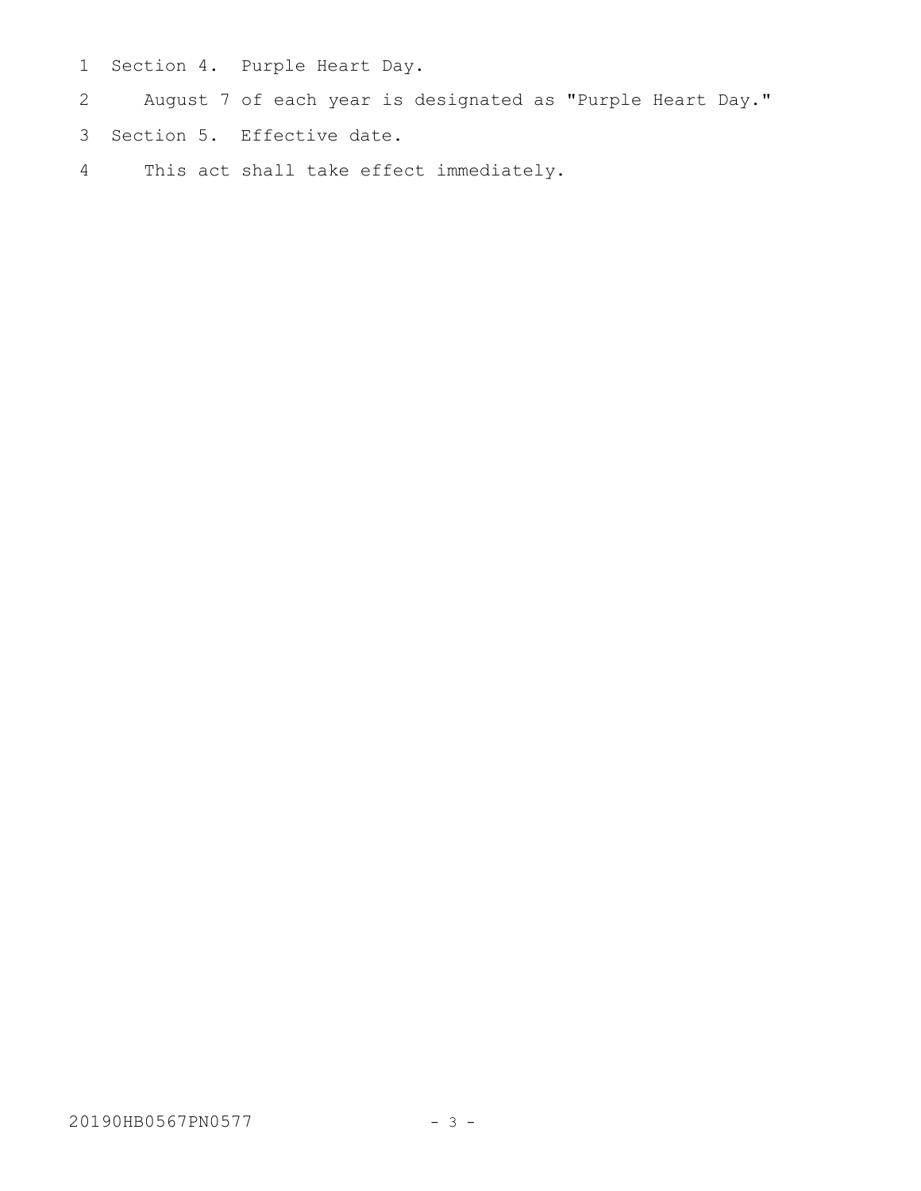Section 4. Purple Heart Day.

August 7 of each year is designated as "Purple Heart Day."

Section 5. Effective date.

This act shall take effect immediately.